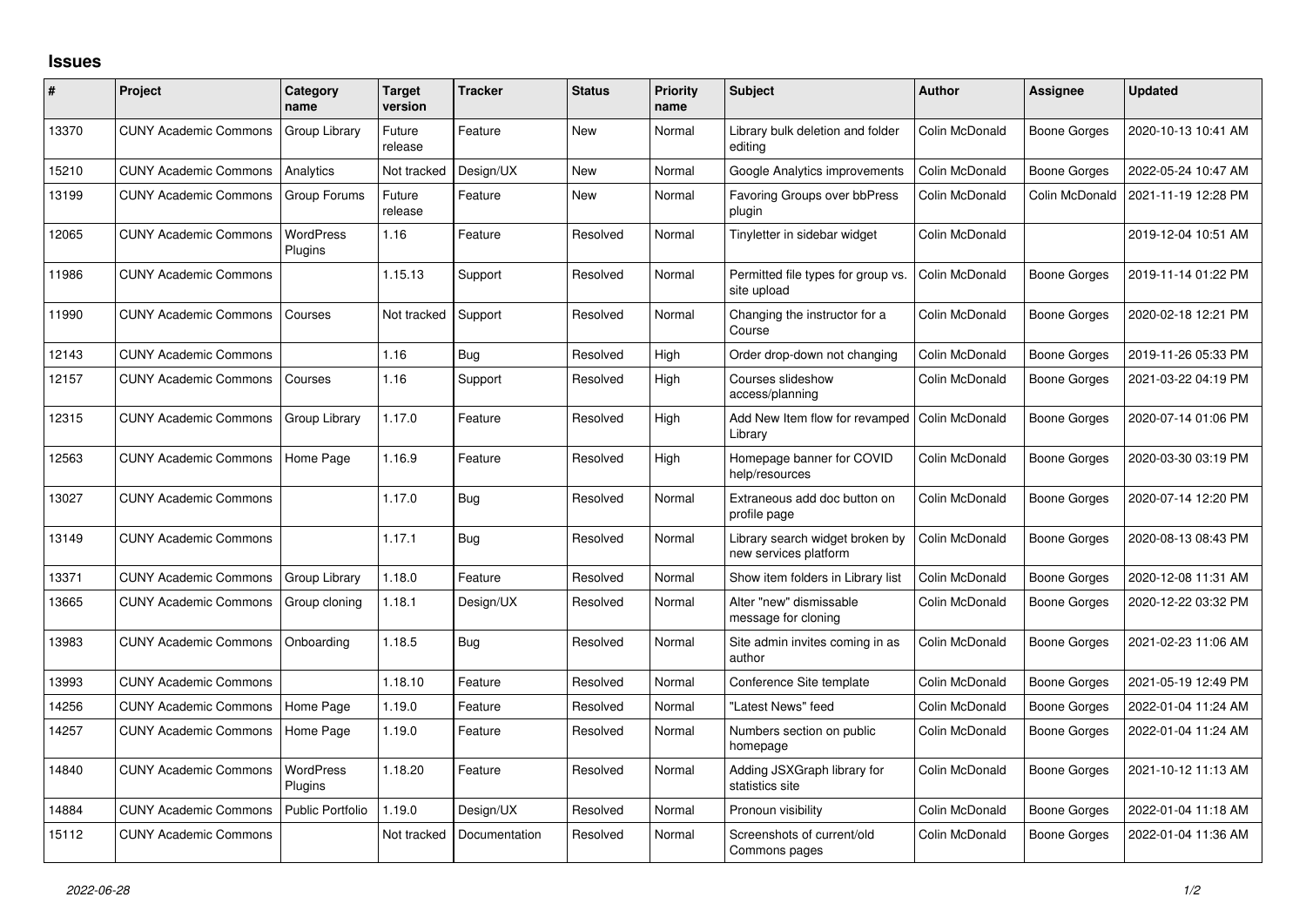# Issues

| # | Project | Category name | Target version | Tracker | Status | Priority name | Subject | Author | Assignee | Updated |
|---|---|---|---|---|---|---|---|---|---|---|
| 13370 | CUNY Academic Commons | Group Library | Future release | Feature | New | Normal | Library bulk deletion and folder editing | Colin McDonald | Boone Gorges | 2020-10-13 10:41 AM |
| 15210 | CUNY Academic Commons | Analytics | Not tracked | Design/UX | New | Normal | Google Analytics improvements | Colin McDonald | Boone Gorges | 2022-05-24 10:47 AM |
| 13199 | CUNY Academic Commons | Group Forums | Future release | Feature | New | Normal | Favoring Groups over bbPress plugin | Colin McDonald | Colin McDonald | 2021-11-19 12:28 PM |
| 12065 | CUNY Academic Commons | WordPress Plugins | 1.16 | Feature | Resolved | Normal | Tinyletter in sidebar widget | Colin McDonald | | 2019-12-04 10:51 AM |
| 11986 | CUNY Academic Commons | | 1.15.13 | Support | Resolved | Normal | Permitted file types for group vs. site upload | Colin McDonald | Boone Gorges | 2019-11-14 01:22 PM |
| 11990 | CUNY Academic Commons | Courses | Not tracked | Support | Resolved | Normal | Changing the instructor for a Course | Colin McDonald | Boone Gorges | 2020-02-18 12:21 PM |
| 12143 | CUNY Academic Commons | | 1.16 | Bug | Resolved | High | Order drop-down not changing | Colin McDonald | Boone Gorges | 2019-11-26 05:33 PM |
| 12157 | CUNY Academic Commons | Courses | 1.16 | Support | Resolved | High | Courses slideshow access/planning | Colin McDonald | Boone Gorges | 2021-03-22 04:19 PM |
| 12315 | CUNY Academic Commons | Group Library | 1.17.0 | Feature | Resolved | High | Add New Item flow for revamped Library | Colin McDonald | Boone Gorges | 2020-07-14 01:06 PM |
| 12563 | CUNY Academic Commons | Home Page | 1.16.9 | Feature | Resolved | High | Homepage banner for COVID help/resources | Colin McDonald | Boone Gorges | 2020-03-30 03:19 PM |
| 13027 | CUNY Academic Commons | | 1.17.0 | Bug | Resolved | Normal | Extraneous add doc button on profile page | Colin McDonald | Boone Gorges | 2020-07-14 12:20 PM |
| 13149 | CUNY Academic Commons | | 1.17.1 | Bug | Resolved | Normal | Library search widget broken by new services platform | Colin McDonald | Boone Gorges | 2020-08-13 08:43 PM |
| 13371 | CUNY Academic Commons | Group Library | 1.18.0 | Feature | Resolved | Normal | Show item folders in Library list | Colin McDonald | Boone Gorges | 2020-12-08 11:31 AM |
| 13665 | CUNY Academic Commons | Group cloning | 1.18.1 | Design/UX | Resolved | Normal | Alter "new" dismissable message for cloning | Colin McDonald | Boone Gorges | 2020-12-22 03:32 PM |
| 13983 | CUNY Academic Commons | Onboarding | 1.18.5 | Bug | Resolved | Normal | Site admin invites coming in as author | Colin McDonald | Boone Gorges | 2021-02-23 11:06 AM |
| 13993 | CUNY Academic Commons | | 1.18.10 | Feature | Resolved | Normal | Conference Site template | Colin McDonald | Boone Gorges | 2021-05-19 12:49 PM |
| 14256 | CUNY Academic Commons | Home Page | 1.19.0 | Feature | Resolved | Normal | "Latest News" feed | Colin McDonald | Boone Gorges | 2022-01-04 11:24 AM |
| 14257 | CUNY Academic Commons | Home Page | 1.19.0 | Feature | Resolved | Normal | Numbers section on public homepage | Colin McDonald | Boone Gorges | 2022-01-04 11:24 AM |
| 14840 | CUNY Academic Commons | WordPress Plugins | 1.18.20 | Feature | Resolved | Normal | Adding JSXGraph library for statistics site | Colin McDonald | Boone Gorges | 2021-10-12 11:13 AM |
| 14884 | CUNY Academic Commons | Public Portfolio | 1.19.0 | Design/UX | Resolved | Normal | Pronoun visibility | Colin McDonald | Boone Gorges | 2022-01-04 11:18 AM |
| 15112 | CUNY Academic Commons | | Not tracked | Documentation | Resolved | Normal | Screenshots of current/old Commons pages | Colin McDonald | Boone Gorges | 2022-01-04 11:36 AM |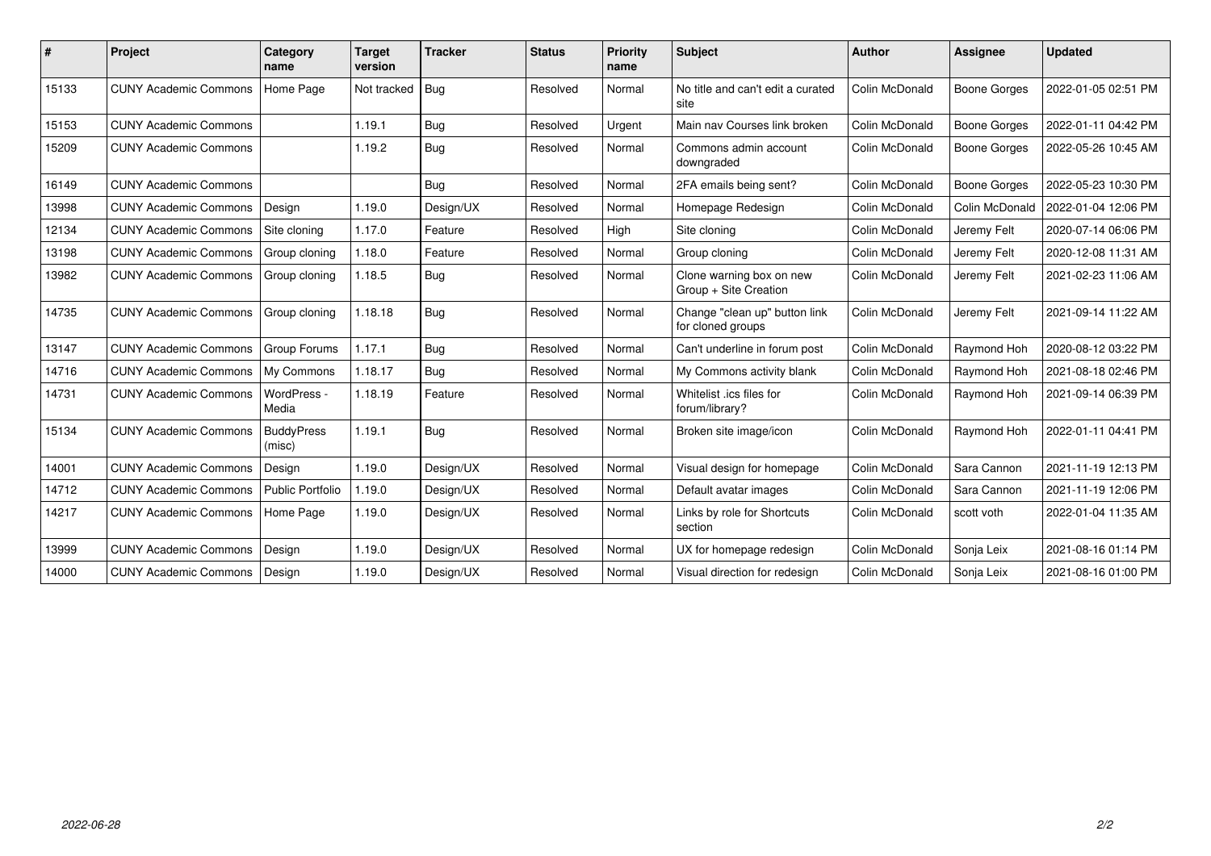| # | Project | Category name | Target version | Tracker | Status | Priority name | Subject | Author | Assignee | Updated |
|---|---|---|---|---|---|---|---|---|---|---|
| 15133 | CUNY Academic Commons | Home Page | Not tracked | Bug | Resolved | Normal | No title and can't edit a curated site | Colin McDonald | Boone Gorges | 2022-01-05 02:51 PM |
| 15153 | CUNY Academic Commons | | 1.19.1 | Bug | Resolved | Urgent | Main nav Courses link broken | Colin McDonald | Boone Gorges | 2022-01-11 04:42 PM |
| 15209 | CUNY Academic Commons | | 1.19.2 | Bug | Resolved | Normal | Commons admin account downgraded | Colin McDonald | Boone Gorges | 2022-05-26 10:45 AM |
| 16149 | CUNY Academic Commons | | | Bug | Resolved | Normal | 2FA emails being sent? | Colin McDonald | Boone Gorges | 2022-05-23 10:30 PM |
| 13998 | CUNY Academic Commons | Design | 1.19.0 | Design/UX | Resolved | Normal | Homepage Redesign | Colin McDonald | Colin McDonald | 2022-01-04 12:06 PM |
| 12134 | CUNY Academic Commons | Site cloning | 1.17.0 | Feature | Resolved | High | Site cloning | Colin McDonald | Jeremy Felt | 2020-07-14 06:06 PM |
| 13198 | CUNY Academic Commons | Group cloning | 1.18.0 | Feature | Resolved | Normal | Group cloning | Colin McDonald | Jeremy Felt | 2020-12-08 11:31 AM |
| 13982 | CUNY Academic Commons | Group cloning | 1.18.5 | Bug | Resolved | Normal | Clone warning box on new Group + Site Creation | Colin McDonald | Jeremy Felt | 2021-02-23 11:06 AM |
| 14735 | CUNY Academic Commons | Group cloning | 1.18.18 | Bug | Resolved | Normal | Change "clean up" button link for cloned groups | Colin McDonald | Jeremy Felt | 2021-09-14 11:22 AM |
| 13147 | CUNY Academic Commons | Group Forums | 1.17.1 | Bug | Resolved | Normal | Can't underline in forum post | Colin McDonald | Raymond Hoh | 2020-08-12 03:22 PM |
| 14716 | CUNY Academic Commons | My Commons | 1.18.17 | Bug | Resolved | Normal | My Commons activity blank | Colin McDonald | Raymond Hoh | 2021-08-18 02:46 PM |
| 14731 | CUNY Academic Commons | WordPress - Media | 1.18.19 | Feature | Resolved | Normal | Whitelist .ics files for forum/library? | Colin McDonald | Raymond Hoh | 2021-09-14 06:39 PM |
| 15134 | CUNY Academic Commons | BuddyPress (misc) | 1.19.1 | Bug | Resolved | Normal | Broken site image/icon | Colin McDonald | Raymond Hoh | 2022-01-11 04:41 PM |
| 14001 | CUNY Academic Commons | Design | 1.19.0 | Design/UX | Resolved | Normal | Visual design for homepage | Colin McDonald | Sara Cannon | 2021-11-19 12:13 PM |
| 14712 | CUNY Academic Commons | Public Portfolio | 1.19.0 | Design/UX | Resolved | Normal | Default avatar images | Colin McDonald | Sara Cannon | 2021-11-19 12:06 PM |
| 14217 | CUNY Academic Commons | Home Page | 1.19.0 | Design/UX | Resolved | Normal | Links by role for Shortcuts section | Colin McDonald | scott voth | 2022-01-04 11:35 AM |
| 13999 | CUNY Academic Commons | Design | 1.19.0 | Design/UX | Resolved | Normal | UX for homepage redesign | Colin McDonald | Sonja Leix | 2021-08-16 01:14 PM |
| 14000 | CUNY Academic Commons | Design | 1.19.0 | Design/UX | Resolved | Normal | Visual direction for redesign | Colin McDonald | Sonja Leix | 2021-08-16 01:00 PM |